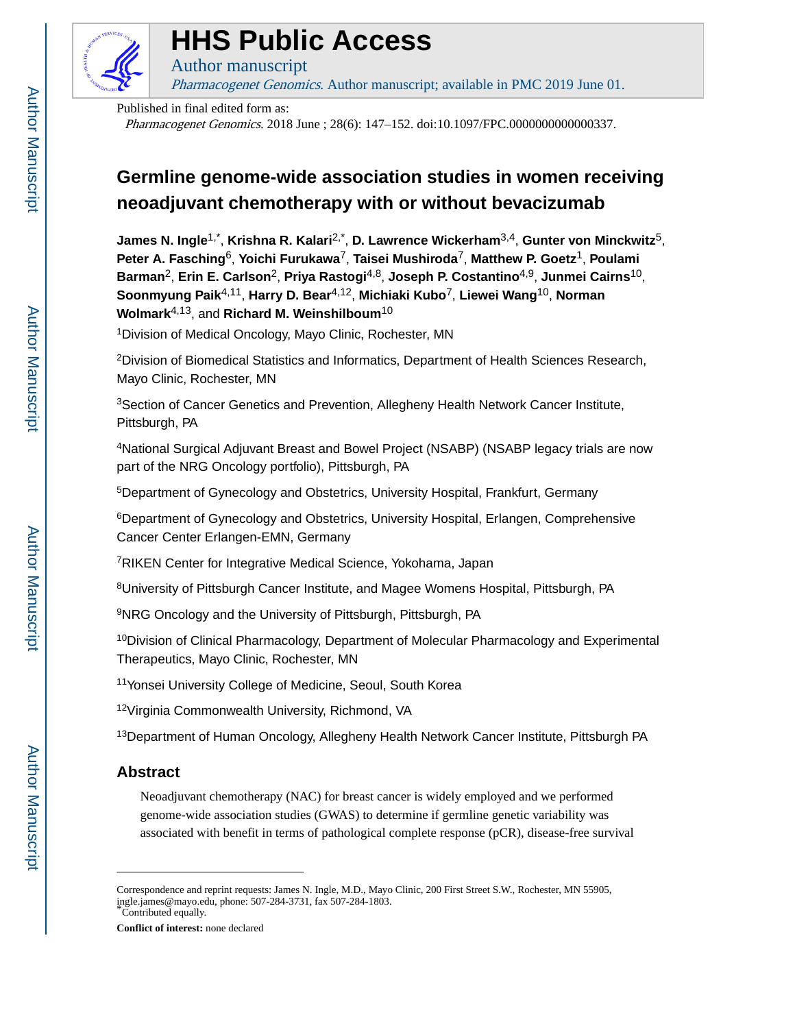# HHS Public Access

Author manuscript

*Pharmacogenet Genomics*. Author manuscript; available in PMC 2019 June 01.

Published in final edited form as:

*Pharmacogenet Genomics*. 2018 June ; 28(6): 147–152. doi:10.1097/FPC.0000000000000337.

# Germline genome-wide association studies in women receiving neoadjuvant chemotherapy with or without bevacizumab

**James N. Ingle**[1,*], **Krishna R. Kalari**[2,*], **D. Lawrence Wickerham**[3,4], **Gunter von Minckwitz**[5], **Peter A. Fasching**[6], **Yoichi Furukawa**[7], **Taisei Mushiroda**[7], **Matthew P. Goetz**[1], **Poulami Barman**[2], **Erin E. Carlson**[2], **Priya Rastogi**[4,8], **Joseph P. Costantino**[4,9], **Junmei Cairns**[10], **Soonmyung Paik**[4,11], **Harry D. Bear**[4,12], **Michiaki Kubo**[7], **Liewei Wang**[10], **Norman Wolmark**[4,13], and **Richard M. Weinshilboum**[10]

[1]Division of Medical Oncology, Mayo Clinic, Rochester, MN

[2]Division of Biomedical Statistics and Informatics, Department of Health Sciences Research, Mayo Clinic, Rochester, MN

[3]Section of Cancer Genetics and Prevention, Allegheny Health Network Cancer Institute, Pittsburgh, PA

[4]National Surgical Adjuvant Breast and Bowel Project (NSABP) (NSABP legacy trials are now part of the NRG Oncology portfolio), Pittsburgh, PA

[5]Department of Gynecology and Obstetrics, University Hospital, Frankfurt, Germany

[6]Department of Gynecology and Obstetrics, University Hospital, Erlangen, Comprehensive Cancer Center Erlangen-EMN, Germany

[7]RIKEN Center for Integrative Medical Science, Yokohama, Japan

[8]University of Pittsburgh Cancer Institute, and Magee Womens Hospital, Pittsburgh, PA

[9]NRG Oncology and the University of Pittsburgh, Pittsburgh, PA

[10]Division of Clinical Pharmacology, Department of Molecular Pharmacology and Experimental Therapeutics, Mayo Clinic, Rochester, MN

[11]Yonsei University College of Medicine, Seoul, South Korea

[12]Virginia Commonwealth University, Richmond, VA

[13]Department of Human Oncology, Allegheny Health Network Cancer Institute, Pittsburgh PA

## Abstract

Neoadjuvant chemotherapy (NAC) for breast cancer is widely employed and we performed genome-wide association studies (GWAS) to determine if germline genetic variability was associated with benefit in terms of pathological complete response (pCR), disease-free survival

---

Correspondence and reprint requests: James N. Ingle, M.D., Mayo Clinic, 200 First Street S.W., Rochester, MN 55905, ingle.james@mayo.edu, phone: 507-284-3731, fax 507-284-1803.

*Contributed equally.

**Conflict of interest:** none declared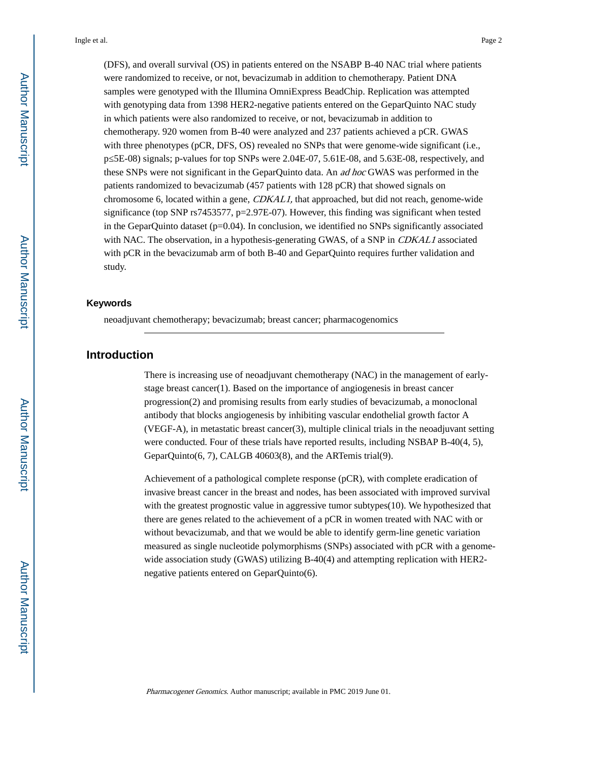(DFS), and overall survival (OS) in patients entered on the NSABP B-40 NAC trial where patients were randomized to receive, or not, bevacizumab in addition to chemotherapy. Patient DNA samples were genotyped with the Illumina OmniExpress BeadChip. Replication was attempted with genotyping data from 1398 HER2-negative patients entered on the GeparQuinto NAC study in which patients were also randomized to receive, or not, bevacizumab in addition to chemotherapy. 920 women from B-40 were analyzed and 237 patients achieved a pCR. GWAS with three phenotypes (pCR, DFS, OS) revealed no SNPs that were genome-wide significant (i.e., $p \leq 5E\text{-}08$) signals; p-values for top SNPs were 2.04E-07, 5.61E-08, and 5.63E-08, respectively, and these SNPs were not significant in the GeparQuinto data. An *ad hoc* GWAS was performed in the patients randomized to bevacizumab (457 patients with 128 pCR) that showed signals on chromosome 6, located within a gene, *CDKAL1,* that approached, but did not reach, genome-wide significance (top SNP rs7453577, p=2.97E-07). However, this finding was significant when tested in the GeparQuinto dataset (p=0.04). In conclusion, we identified no SNPs significantly associated with NAC. The observation, in a hypothesis-generating GWAS, of a SNP in *CDKAL1* associated with pCR in the bevacizumab arm of both B-40 and GeparQuinto requires further validation and study.

### Keywords

neoadjuvant chemotherapy; bevacizumab; breast cancer; pharmacogenomics

## Introduction

There is increasing use of neoadjuvant chemotherapy (NAC) in the management of early-stage breast cancer(1). Based on the importance of angiogenesis in breast cancer progression(2) and promising results from early studies of bevacizumab, a monoclonal antibody that blocks angiogenesis by inhibiting vascular endothelial growth factor A (VEGF-A), in metastatic breast cancer(3), multiple clinical trials in the neoadjuvant setting were conducted. Four of these trials have reported results, including NSBAP B-40(4, 5), GeparQuinto(6, 7), CALGB 40603(8), and the ARTemis trial(9).

Achievement of a pathological complete response (pCR), with complete eradication of invasive breast cancer in the breast and nodes, has been associated with improved survival with the greatest prognostic value in aggressive tumor subtypes(10). We hypothesized that there are genes related to the achievement of a pCR in women treated with NAC with or without bevacizumab, and that we would be able to identify germ-line genetic variation measured as single nucleotide polymorphisms (SNPs) associated with pCR with a genome-wide association study (GWAS) utilizing B-40(4) and attempting replication with HER2-negative patients entered on GeparQuinto(6).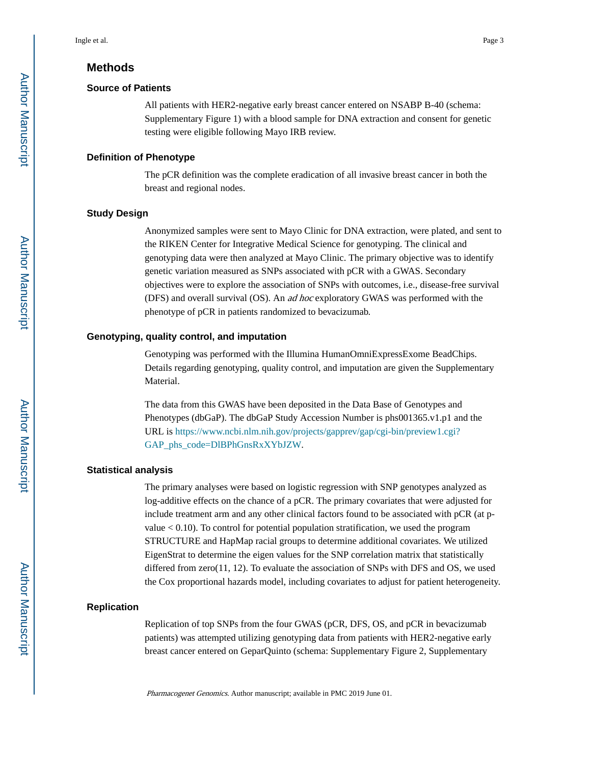## Methods

### Source of Patients

All patients with HER2-negative early breast cancer entered on NSABP B-40 (schema: Supplementary Figure 1) with a blood sample for DNA extraction and consent for genetic testing were eligible following Mayo IRB review.

### Definition of Phenotype

The pCR definition was the complete eradication of all invasive breast cancer in both the breast and regional nodes.

### Study Design

Anonymized samples were sent to Mayo Clinic for DNA extraction, were plated, and sent to the RIKEN Center for Integrative Medical Science for genotyping. The clinical and genotyping data were then analyzed at Mayo Clinic. The primary objective was to identify genetic variation measured as SNPs associated with pCR with a GWAS. Secondary objectives were to explore the association of SNPs with outcomes, i.e., disease-free survival (DFS) and overall survival (OS). An *ad hoc* exploratory GWAS was performed with the phenotype of pCR in patients randomized to bevacizumab.

### Genotyping, quality control, and imputation

Genotyping was performed with the Illumina HumanOmniExpressExome BeadChips. Details regarding genotyping, quality control, and imputation are given the Supplementary Material.

The data from this GWAS have been deposited in the Data Base of Genotypes and Phenotypes (dbGaP). The dbGaP Study Accession Number is phs001365.v1.p1 and the URL is https://www.ncbi.nlm.nih.gov/projects/gapprev/gap/cgi-bin/preview1.cgi?GAP_phs_code=DlBPhGnsRxXYbJZW.

### Statistical analysis

The primary analyses were based on logistic regression with SNP genotypes analyzed as log-additive effects on the chance of a pCR. The primary covariates that were adjusted for include treatment arm and any other clinical factors found to be associated with pCR (at p-value < 0.10). To control for potential population stratification, we used the program STRUCTURE and HapMap racial groups to determine additional covariates. We utilized EigenStrat to determine the eigen values for the SNP correlation matrix that statistically differed from zero(11, 12). To evaluate the association of SNPs with DFS and OS, we used the Cox proportional hazards model, including covariates to adjust for patient heterogeneity.

### Replication

Replication of top SNPs from the four GWAS (pCR, DFS, OS, and pCR in bevacizumab patients) was attempted utilizing genotyping data from patients with HER2-negative early breast cancer entered on GeparQuinto (schema: Supplementary Figure 2, Supplementary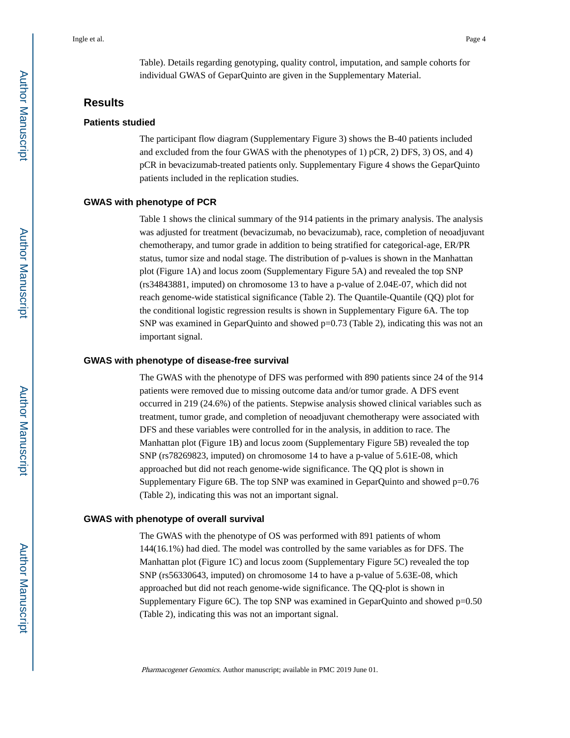Table). Details regarding genotyping, quality control, imputation, and sample cohorts for individual GWAS of GeparQuinto are given in the Supplementary Material.

## Results

### Patients studied

The participant flow diagram (Supplementary Figure 3) shows the B-40 patients included and excluded from the four GWAS with the phenotypes of 1) pCR, 2) DFS, 3) OS, and 4) pCR in bevacizumab-treated patients only. Supplementary Figure 4 shows the GeparQuinto patients included in the replication studies.

### GWAS with phenotype of PCR

Table 1 shows the clinical summary of the 914 patients in the primary analysis. The analysis was adjusted for treatment (bevacizumab, no bevacizumab), race, completion of neoadjuvant chemotherapy, and tumor grade in addition to being stratified for categorical-age, ER/PR status, tumor size and nodal stage. The distribution of p-values is shown in the Manhattan plot (Figure 1A) and locus zoom (Supplementary Figure 5A) and revealed the top SNP (rs34843881, imputed) on chromosome 13 to have a p-value of 2.04E-07, which did not reach genome-wide statistical significance (Table 2). The Quantile-Quantile (QQ) plot for the conditional logistic regression results is shown in Supplementary Figure 6A. The top SNP was examined in GeparQuinto and showed p=0.73 (Table 2), indicating this was not an important signal.

### GWAS with phenotype of disease-free survival

The GWAS with the phenotype of DFS was performed with 890 patients since 24 of the 914 patients were removed due to missing outcome data and/or tumor grade. A DFS event occurred in 219 (24.6%) of the patients. Stepwise analysis showed clinical variables such as treatment, tumor grade, and completion of neoadjuvant chemotherapy were associated with DFS and these variables were controlled for in the analysis, in addition to race. The Manhattan plot (Figure 1B) and locus zoom (Supplementary Figure 5B) revealed the top SNP (rs78269823, imputed) on chromosome 14 to have a p-value of 5.61E-08, which approached but did not reach genome-wide significance. The QQ plot is shown in Supplementary Figure 6B. The top SNP was examined in GeparQuinto and showed p=0.76 (Table 2), indicating this was not an important signal.

### GWAS with phenotype of overall survival

The GWAS with the phenotype of OS was performed with 891 patients of whom 144(16.1%) had died. The model was controlled by the same variables as for DFS. The Manhattan plot (Figure 1C) and locus zoom (Supplementary Figure 5C) revealed the top SNP (rs56330643, imputed) on chromosome 14 to have a p-value of 5.63E-08, which approached but did not reach genome-wide significance. The QQ-plot is shown in Supplementary Figure 6C). The top SNP was examined in GeparQuinto and showed p=0.50 (Table 2), indicating this was not an important signal.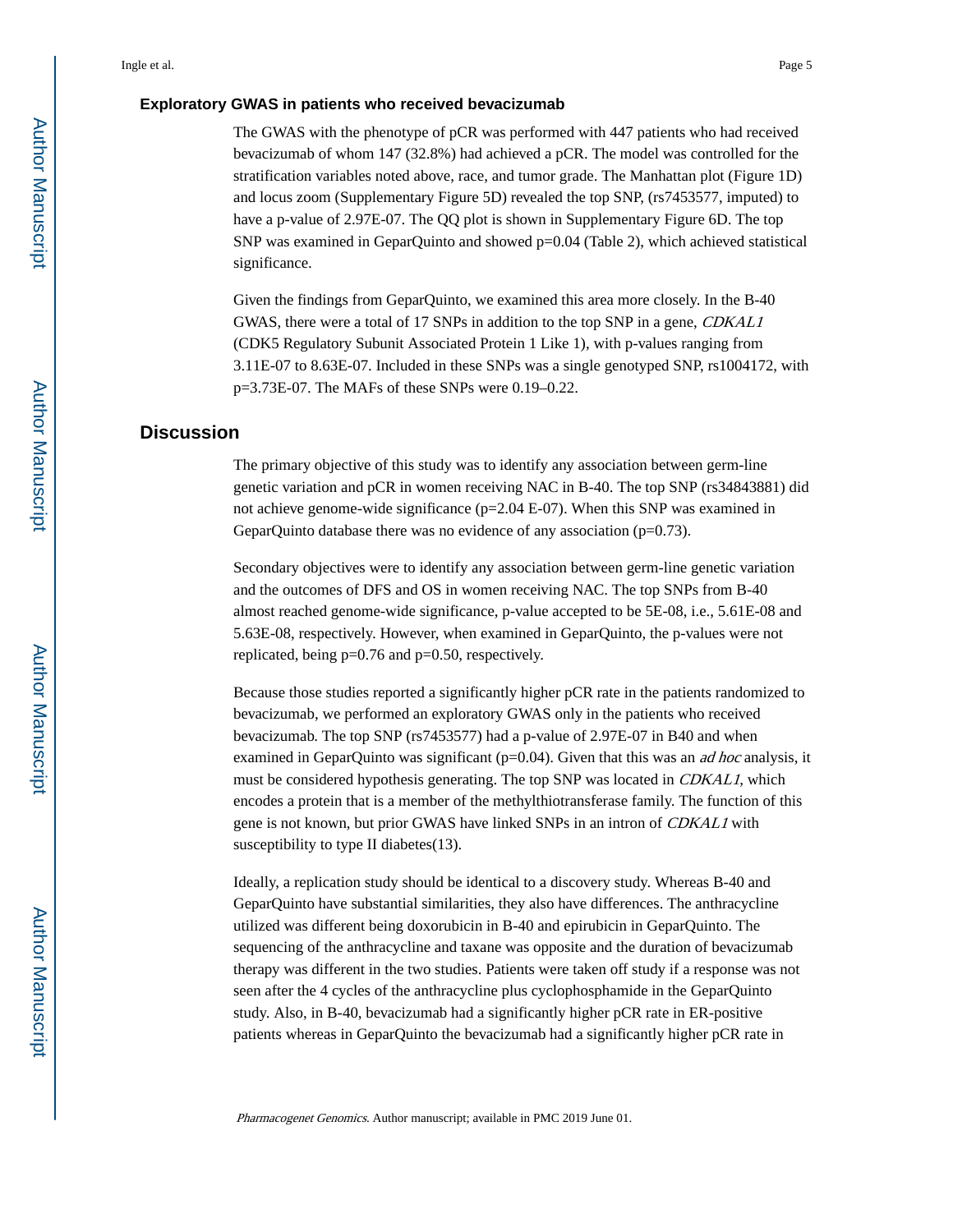### Exploratory GWAS in patients who received bevacizumab

The GWAS with the phenotype of pCR was performed with 447 patients who had received bevacizumab of whom 147 (32.8%) had achieved a pCR. The model was controlled for the stratification variables noted above, race, and tumor grade. The Manhattan plot (Figure 1D) and locus zoom (Supplementary Figure 5D) revealed the top SNP, (rs7453577, imputed) to have a p-value of 2.97E-07. The QQ plot is shown in Supplementary Figure 6D. The top SNP was examined in GeparQuinto and showed p=0.04 (Table 2), which achieved statistical significance.

Given the findings from GeparQuinto, we examined this area more closely. In the B-40 GWAS, there were a total of 17 SNPs in addition to the top SNP in a gene, *CDKAL1* (CDK5 Regulatory Subunit Associated Protein 1 Like 1), with p-values ranging from 3.11E-07 to 8.63E-07. Included in these SNPs was a single genotyped SNP, rs1004172, with p=3.73E-07. The MAFs of these SNPs were 0.19–0.22.

## Discussion

The primary objective of this study was to identify any association between germ-line genetic variation and pCR in women receiving NAC in B-40. The top SNP (rs34843881) did not achieve genome-wide significance (p=2.04 E-07). When this SNP was examined in GeparQuinto database there was no evidence of any association (p=0.73).

Secondary objectives were to identify any association between germ-line genetic variation and the outcomes of DFS and OS in women receiving NAC. The top SNPs from B-40 almost reached genome-wide significance, p-value accepted to be 5E-08, i.e., 5.61E-08 and 5.63E-08, respectively. However, when examined in GeparQuinto, the p-values were not replicated, being p=0.76 and p=0.50, respectively.

Because those studies reported a significantly higher pCR rate in the patients randomized to bevacizumab, we performed an exploratory GWAS only in the patients who received bevacizumab. The top SNP (rs7453577) had a p-value of 2.97E-07 in B40 and when examined in GeparQuinto was significant (p=0.04). Given that this was an *ad hoc* analysis, it must be considered hypothesis generating. The top SNP was located in *CDKAL1*, which encodes a protein that is a member of the methylthiotransferase family. The function of this gene is not known, but prior GWAS have linked SNPs in an intron of *CDKAL1* with susceptibility to type II diabetes(13).

Ideally, a replication study should be identical to a discovery study. Whereas B-40 and GeparQuinto have substantial similarities, they also have differences. The anthracycline utilized was different being doxorubicin in B-40 and epirubicin in GeparQuinto. The sequencing of the anthracycline and taxane was opposite and the duration of bevacizumab therapy was different in the two studies. Patients were taken off study if a response was not seen after the 4 cycles of the anthracycline plus cyclophosphamide in the GeparQuinto study. Also, in B-40, bevacizumab had a significantly higher pCR rate in ER-positive patients whereas in GeparQuinto the bevacizumab had a significantly higher pCR rate in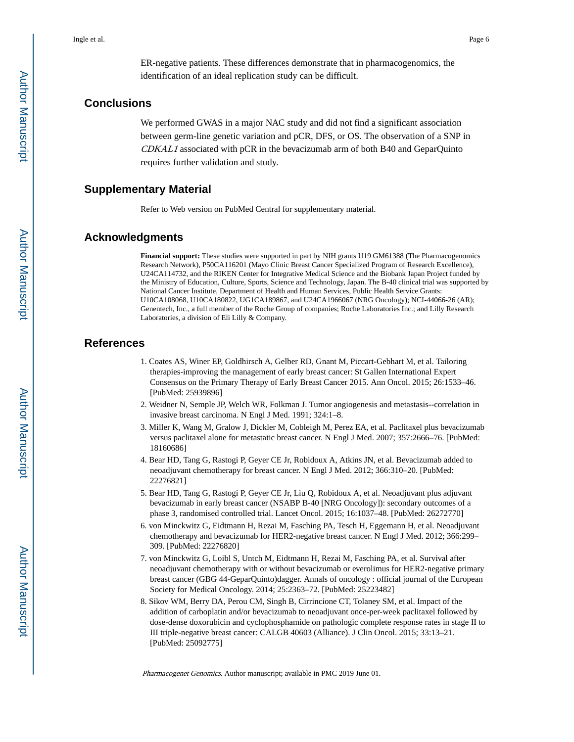ER-negative patients. These differences demonstrate that in pharmacogenomics, the identification of an ideal replication study can be difficult.

## Conclusions

We performed GWAS in a major NAC study and did not find a significant association between germ-line genetic variation and pCR, DFS, or OS. The observation of a SNP in *CDKAL1* associated with pCR in the bevacizumab arm of both B40 and GeparQuinto requires further validation and study.

## Supplementary Material

Refer to Web version on PubMed Central for supplementary material.

## Acknowledgments

**Financial support:** These studies were supported in part by NIH grants U19 GM61388 (The Pharmacogenomics Research Network), P50CA116201 (Mayo Clinic Breast Cancer Specialized Program of Research Excellence), U24CA114732, and the RIKEN Center for Integrative Medical Science and the Biobank Japan Project funded by the Ministry of Education, Culture, Sports, Science and Technology, Japan. The B-40 clinical trial was supported by National Cancer Institute, Department of Health and Human Services, Public Health Service Grants: U10CA108068, U10CA180822, UG1CA189867, and U24CA1966067 (NRG Oncology); NCI-44066-26 (AR); Genentech, Inc., a full member of the Roche Group of companies; Roche Laboratories Inc.; and Lilly Research Laboratories, a division of Eli Lilly & Company.

## References

1. Coates AS, Winer EP, Goldhirsch A, Gelber RD, Gnant M, Piccart-Gebhart M, et al. Tailoring therapies-improving the management of early breast cancer: St Gallen International Expert Consensus on the Primary Therapy of Early Breast Cancer 2015. Ann Oncol. 2015; 26:1533–46. [PubMed: 25939896]
2. Weidner N, Semple JP, Welch WR, Folkman J. Tumor angiogenesis and metastasis--correlation in invasive breast carcinoma. N Engl J Med. 1991; 324:1–8.
3. Miller K, Wang M, Gralow J, Dickler M, Cobleigh M, Perez EA, et al. Paclitaxel plus bevacizumab versus paclitaxel alone for metastatic breast cancer. N Engl J Med. 2007; 357:2666–76. [PubMed: 18160686]
4. Bear HD, Tang G, Rastogi P, Geyer CE Jr, Robidoux A, Atkins JN, et al. Bevacizumab added to neoadjuvant chemotherapy for breast cancer. N Engl J Med. 2012; 366:310–20. [PubMed: 22276821]
5. Bear HD, Tang G, Rastogi P, Geyer CE Jr, Liu Q, Robidoux A, et al. Neoadjuvant plus adjuvant bevacizumab in early breast cancer (NSABP B-40 [NRG Oncology]): secondary outcomes of a phase 3, randomised controlled trial. Lancet Oncol. 2015; 16:1037–48. [PubMed: 26272770]
6. von Minckwitz G, Eidtmann H, Rezai M, Fasching PA, Tesch H, Eggemann H, et al. Neoadjuvant chemotherapy and bevacizumab for HER2-negative breast cancer. N Engl J Med. 2012; 366:299–309. [PubMed: 22276820]
7. von Minckwitz G, Loibl S, Untch M, Eidtmann H, Rezai M, Fasching PA, et al. Survival after neoadjuvant chemotherapy with or without bevacizumab or everolimus for HER2-negative primary breast cancer (GBG 44-GeparQuinto)dagger. Annals of oncology : official journal of the European Society for Medical Oncology. 2014; 25:2363–72. [PubMed: 25223482]
8. Sikov WM, Berry DA, Perou CM, Singh B, Cirrincione CT, Tolaney SM, et al. Impact of the addition of carboplatin and/or bevacizumab to neoadjuvant once-per-week paclitaxel followed by dose-dense doxorubicin and cyclophosphamide on pathologic complete response rates in stage II to III triple-negative breast cancer: CALGB 40603 (Alliance). J Clin Oncol. 2015; 33:13–21. [PubMed: 25092775]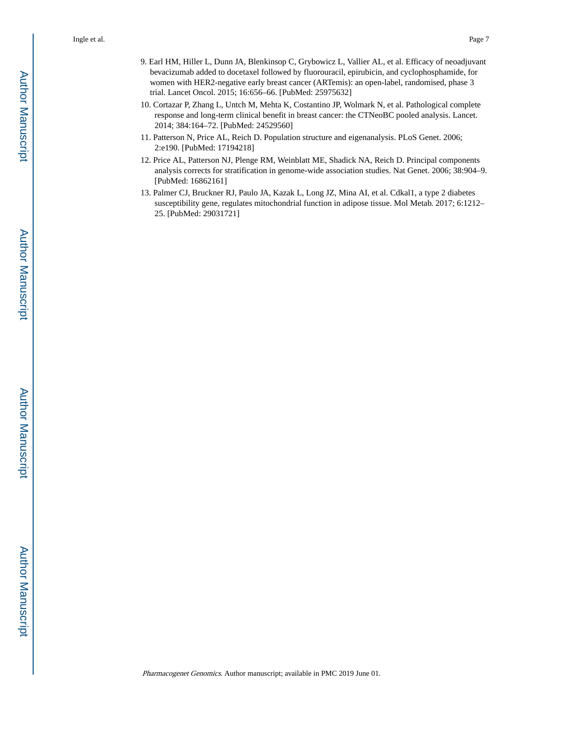9. Earl HM, Hiller L, Dunn JA, Blenkinsop C, Grybowicz L, Vallier AL, et al. Efficacy of neoadjuvant bevacizumab added to docetaxel followed by fluorouracil, epirubicin, and cyclophosphamide, for women with HER2-negative early breast cancer (ARTemis): an open-label, randomised, phase 3 trial. Lancet Oncol. 2015; 16:656–66. [PubMed: 25975632]
10. Cortazar P, Zhang L, Untch M, Mehta K, Costantino JP, Wolmark N, et al. Pathological complete response and long-term clinical benefit in breast cancer: the CTNeoBC pooled analysis. Lancet. 2014; 384:164–72. [PubMed: 24529560]
11. Patterson N, Price AL, Reich D. Population structure and eigenanalysis. PLoS Genet. 2006; 2:e190. [PubMed: 17194218]
12. Price AL, Patterson NJ, Plenge RM, Weinblatt ME, Shadick NA, Reich D. Principal components analysis corrects for stratification in genome-wide association studies. Nat Genet. 2006; 38:904–9. [PubMed: 16862161]
13. Palmer CJ, Bruckner RJ, Paulo JA, Kazak L, Long JZ, Mina AI, et al. Cdkal1, a type 2 diabetes susceptibility gene, regulates mitochondrial function in adipose tissue. Mol Metab. 2017; 6:1212–25. [PubMed: 29031721]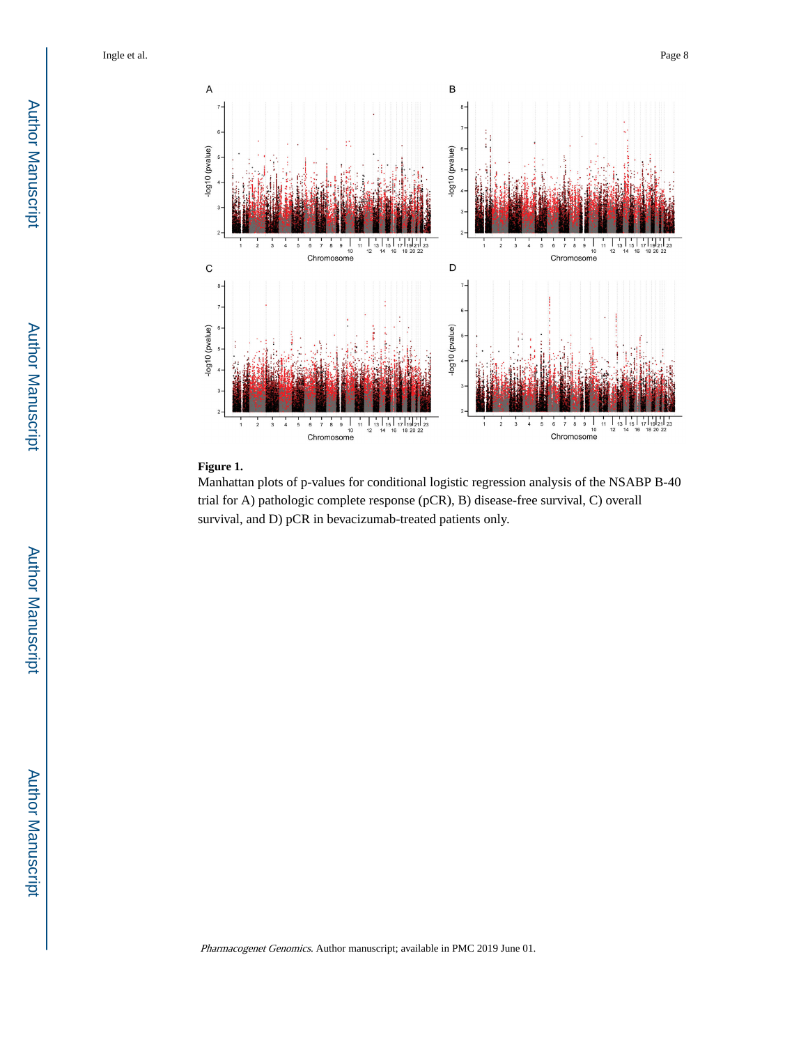A

-log10 (pvalue)

7
6
5
4
3
2

1 2 3 4 5 6 7 8 9 10 11 12 13 14 15 16 17 18 19 20 21 22 23

Chromosome

B

-log10 (pvalue)

8
7
6
5
4
3
2

1 2 3 4 5 6 7 8 9 10 11 12 13 14 15 16 17 18 19 20 21 22 23

Chromosome

C

-log10 (pvalue)

8
7
6
5
4
3
2

1 2 3 4 5 6 7 8 9 10 11 12 13 14 15 16 17 18 19 20 21 22 23

Chromosome

D

-log10 (pvalue)

7
6
5
4
3
2

1 2 3 4 5 6 7 8 9 10 11 12 13 14 15 16 17 18 19 20 21 22 23

Chromosome

**Figure 1.**

Manhattan plots of p-values for conditional logistic regression analysis of the NSABP B-40 trial for A) pathologic complete response (pCR), B) disease-free survival, C) overall survival, and D) pCR in bevacizumab-treated patients only.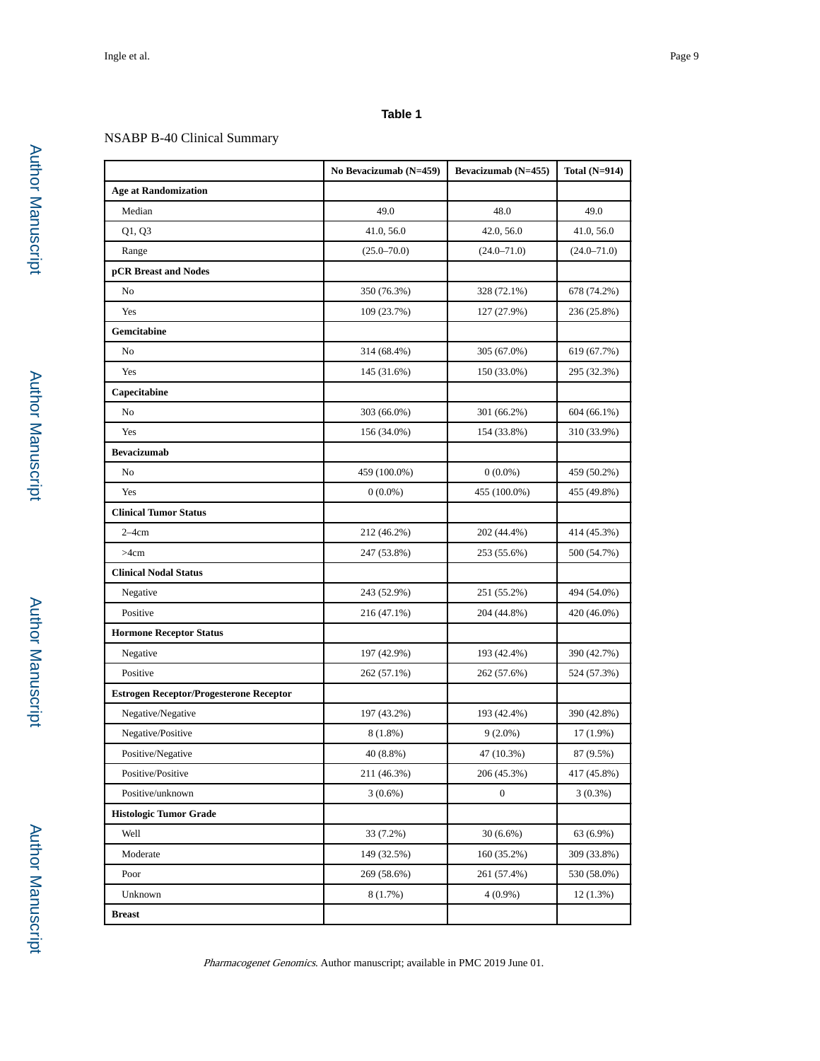**Table 1**

NSABP B-40 Clinical Summary

| | No Bevacizumab (N=459) | Bevacizumab (N=455) | Total (N=914) |
|---|---|---|---|
| **Age at Randomization** | | | |
| Median | 49.0 | 48.0 | 49.0 |
| Q1, Q3 | 41.0, 56.0 | 42.0, 56.0 | 41.0, 56.0 |
| Range | (25.0–70.0) | (24.0–71.0) | (24.0–71.0) |
| **pCR Breast and Nodes** | | | |
| No | 350 (76.3%) | 328 (72.1%) | 678 (74.2%) |
| Yes | 109 (23.7%) | 127 (27.9%) | 236 (25.8%) |
| **Gemcitabine** | | | |
| No | 314 (68.4%) | 305 (67.0%) | 619 (67.7%) |
| Yes | 145 (31.6%) | 150 (33.0%) | 295 (32.3%) |
| **Capecitabine** | | | |
| No | 303 (66.0%) | 301 (66.2%) | 604 (66.1%) |
| Yes | 156 (34.0%) | 154 (33.8%) | 310 (33.9%) |
| **Bevacizumab** | | | |
| No | 459 (100.0%) | 0 (0.0%) | 459 (50.2%) |
| Yes | 0 (0.0%) | 455 (100.0%) | 455 (49.8%) |
| **Clinical Tumor Status** | | | |
| 2–4cm | 212 (46.2%) | 202 (44.4%) | 414 (45.3%) |
| >4cm | 247 (53.8%) | 253 (55.6%) | 500 (54.7%) |
| **Clinical Nodal Status** | | | |
| Negative | 243 (52.9%) | 251 (55.2%) | 494 (54.0%) |
| Positive | 216 (47.1%) | 204 (44.8%) | 420 (46.0%) |
| **Hormone Receptor Status** | | | |
| Negative | 197 (42.9%) | 193 (42.4%) | 390 (42.7%) |
| Positive | 262 (57.1%) | 262 (57.6%) | 524 (57.3%) |
| **Estrogen Receptor/Progesterone Receptor** | | | |
| Negative/Negative | 197 (43.2%) | 193 (42.4%) | 390 (42.8%) |
| Negative/Positive | 8 (1.8%) | 9 (2.0%) | 17 (1.9%) |
| Positive/Negative | 40 (8.8%) | 47 (10.3%) | 87 (9.5%) |
| Positive/Positive | 211 (46.3%) | 206 (45.3%) | 417 (45.8%) |
| Positive/unknown | 3 (0.6%) | 0 | 3 (0.3%) |
| **Histologic Tumor Grade** | | | |
| Well | 33 (7.2%) | 30 (6.6%) | 63 (6.9%) |
| Moderate | 149 (32.5%) | 160 (35.2%) | 309 (33.8%) |
| Poor | 269 (58.6%) | 261 (57.4%) | 530 (58.0%) |
| Unknown | 8 (1.7%) | 4 (0.9%) | 12 (1.3%) |
| **Breast** | | | |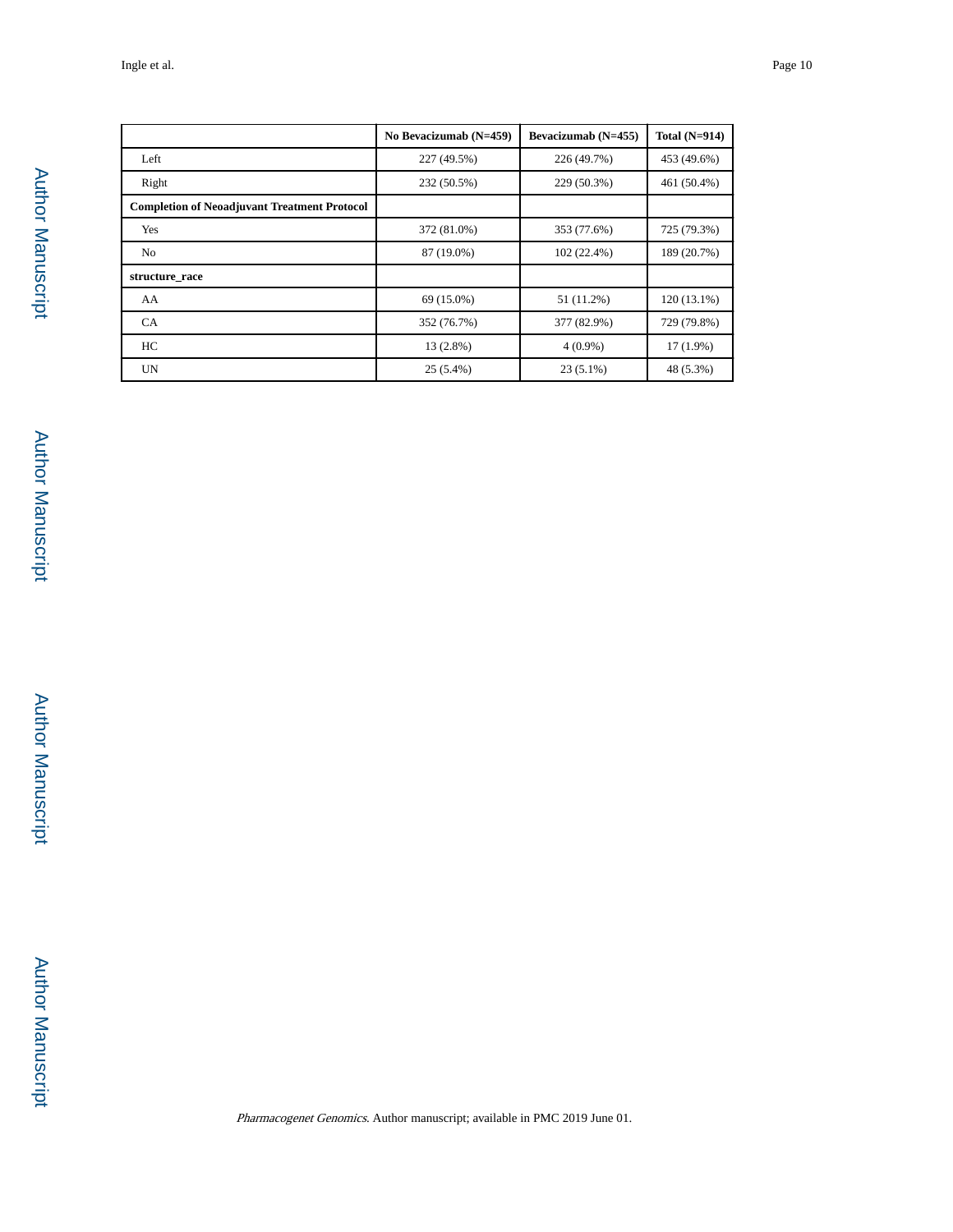| | No Bevacizumab (N=459) | Bevacizumab (N=455) | Total (N=914) |
|---|---|---|---|
| Left | 227 (49.5%) | 226 (49.7%) | 453 (49.6%) |
| Right | 232 (50.5%) | 229 (50.3%) | 461 (50.4%) |
| **Completion of Neoadjuvant Treatment Protocol** | | | |
| Yes | 372 (81.0%) | 353 (77.6%) | 725 (79.3%) |
| No | 87 (19.0%) | 102 (22.4%) | 189 (20.7%) |
| **structure_race** | | | |
| AA | 69 (15.0%) | 51 (11.2%) | 120 (13.1%) |
| CA | 352 (76.7%) | 377 (82.9%) | 729 (79.8%) |
| HC | 13 (2.8%) | 4 (0.9%) | 17 (1.9%) |
| UN | 25 (5.4%) | 23 (5.1%) | 48 (5.3%) |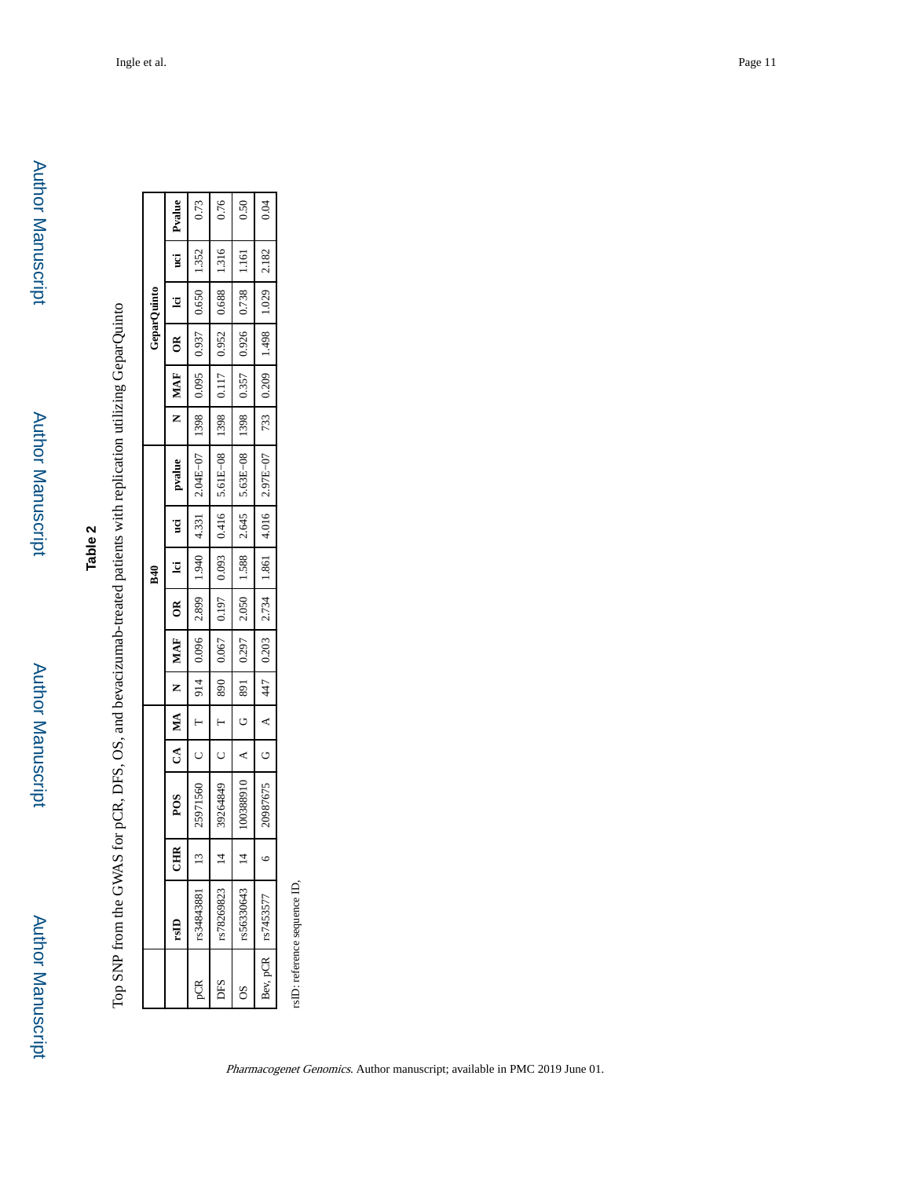**Table 2**

Top SNP from the GWAS for pCR, DFS, OS, and bevacizumab-treated patients with replication utilizing GeparQuinto

| | | | | | | B40 | | | | | | | GeparQuinto | | | | | |
|---|---|---|---|---|---|---|---|---|---|---|---|---|---|---|---|---|---|---|
| | rsID | CHR | POS | CA | MA | N | MAF | OR | lci | uci | pvalue | N | MAF | OR | lci | uci | Pvalue |
| pCR | rs34843881 | 13 | 25971560 | C | T | 914 | 0.096 | 2.899 | 1.940 | 4.331 | 2.04E−07 | 1398 | 0.095 | 0.937 | 0.650 | 1.352 | 0.73 |
| DFS | rs78269823 | 14 | 39264849 | C | T | 890 | 0.067 | 0.197 | 0.093 | 0.416 | 5.61E−08 | 1398 | 0.117 | 0.952 | 0.688 | 1.316 | 0.76 |
| OS | rs56330643 | 14 | 100388910 | A | G | 891 | 0.297 | 2.050 | 1.588 | 2.645 | 5.63E−08 | 1398 | 0.357 | 0.926 | 0.738 | 1.161 | 0.50 |
| Bev, pCR | rs7453577 | 6 | 20987675 | G | A | 447 | 0.203 | 2.734 | 1.861 | 4.016 | 2.97E−07 | 733 | 0.209 | 1.498 | 1.029 | 2.182 | 0.04 |

rsID: reference sequence ID,